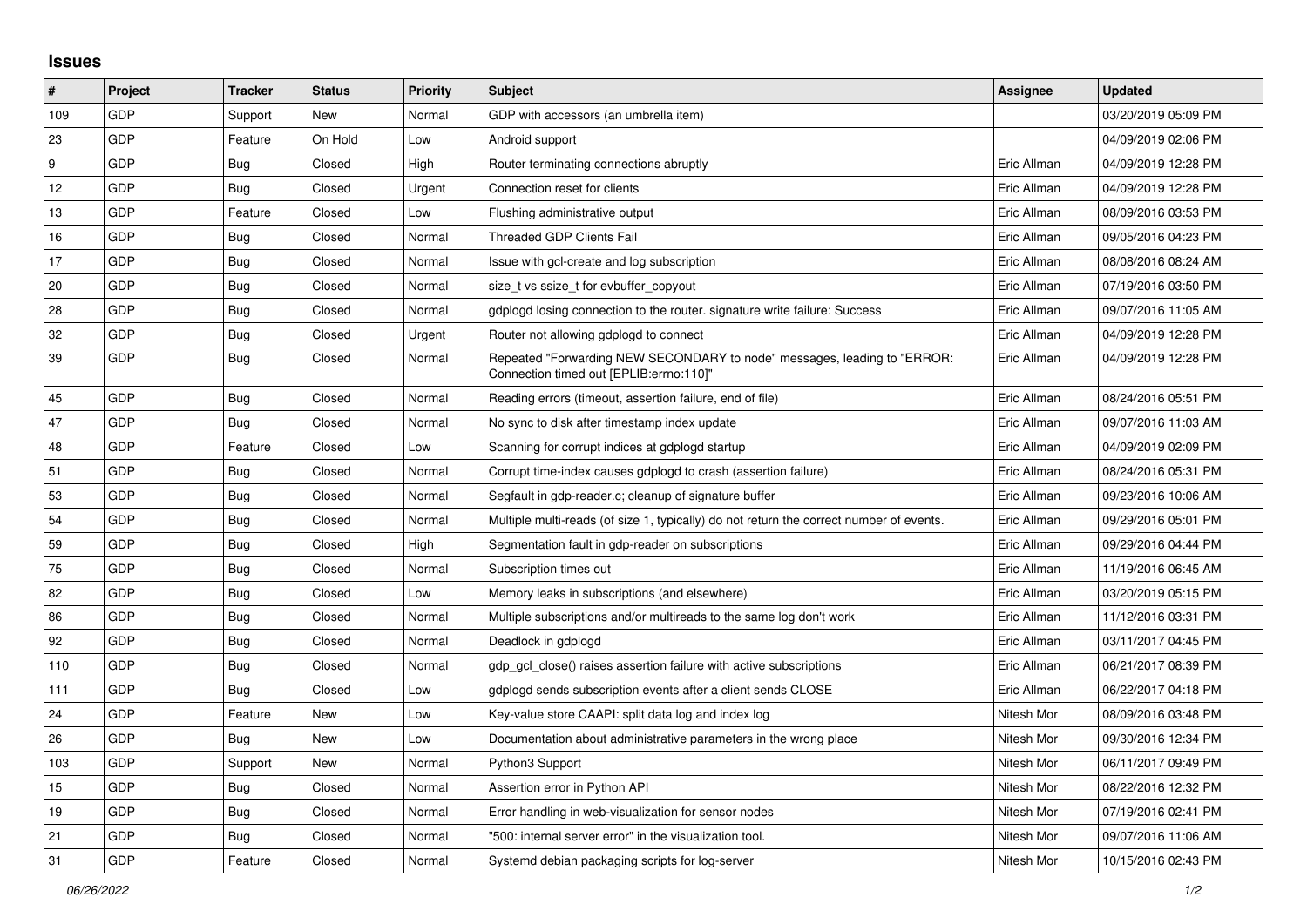## Issues

| # | Project | Tracker | Status | Priority | Subject | Assignee | Updated |
|---|---|---|---|---|---|---|---|
| 109 | GDP | Support | New | Normal | GDP with accessors (an umbrella item) | | 03/20/2019 05:09 PM |
| 23 | GDP | Feature | On Hold | Low | Android support | | 04/09/2019 02:06 PM |
| 9 | GDP | Bug | Closed | High | Router terminating connections abruptly | Eric Allman | 04/09/2019 12:28 PM |
| 12 | GDP | Bug | Closed | Urgent | Connection reset for clients | Eric Allman | 04/09/2019 12:28 PM |
| 13 | GDP | Feature | Closed | Low | Flushing administrative output | Eric Allman | 08/09/2016 03:53 PM |
| 16 | GDP | Bug | Closed | Normal | Threaded GDP Clients Fail | Eric Allman | 09/05/2016 04:23 PM |
| 17 | GDP | Bug | Closed | Normal | Issue with gcl-create and log subscription | Eric Allman | 08/08/2016 08:24 AM |
| 20 | GDP | Bug | Closed | Normal | size_t vs ssize_t for evbuffer_copyout | Eric Allman | 07/19/2016 03:50 PM |
| 28 | GDP | Bug | Closed | Normal | gdplogd losing connection to the router. signature write failure: Success | Eric Allman | 09/07/2016 11:05 AM |
| 32 | GDP | Bug | Closed | Urgent | Router not allowing gdplogd to connect | Eric Allman | 04/09/2019 12:28 PM |
| 39 | GDP | Bug | Closed | Normal | Repeated "Forwarding NEW SECONDARY to node" messages, leading to "ERROR: Connection timed out [EPLIB:errno:110]" | Eric Allman | 04/09/2019 12:28 PM |
| 45 | GDP | Bug | Closed | Normal | Reading errors (timeout, assertion failure, end of file) | Eric Allman | 08/24/2016 05:51 PM |
| 47 | GDP | Bug | Closed | Normal | No sync to disk after timestamp index update | Eric Allman | 09/07/2016 11:03 AM |
| 48 | GDP | Feature | Closed | Low | Scanning for corrupt indices at gdplogd startup | Eric Allman | 04/09/2019 02:09 PM |
| 51 | GDP | Bug | Closed | Normal | Corrupt time-index causes gdplogd to crash (assertion failure) | Eric Allman | 08/24/2016 05:31 PM |
| 53 | GDP | Bug | Closed | Normal | Segfault in gdp-reader.c; cleanup of signature buffer | Eric Allman | 09/23/2016 10:06 AM |
| 54 | GDP | Bug | Closed | Normal | Multiple multi-reads (of size 1, typically) do not return the correct number of events. | Eric Allman | 09/29/2016 05:01 PM |
| 59 | GDP | Bug | Closed | High | Segmentation fault in gdp-reader on subscriptions | Eric Allman | 09/29/2016 04:44 PM |
| 75 | GDP | Bug | Closed | Normal | Subscription times out | Eric Allman | 11/19/2016 06:45 AM |
| 82 | GDP | Bug | Closed | Low | Memory leaks in subscriptions (and elsewhere) | Eric Allman | 03/20/2019 05:15 PM |
| 86 | GDP | Bug | Closed | Normal | Multiple subscriptions and/or multireads to the same log don't work | Eric Allman | 11/12/2016 03:31 PM |
| 92 | GDP | Bug | Closed | Normal | Deadlock in gdplogd | Eric Allman | 03/11/2017 04:45 PM |
| 110 | GDP | Bug | Closed | Normal | gdp_gcl_close() raises assertion failure with active subscriptions | Eric Allman | 06/21/2017 08:39 PM |
| 111 | GDP | Bug | Closed | Low | gdplogd sends subscription events after a client sends CLOSE | Eric Allman | 06/22/2017 04:18 PM |
| 24 | GDP | Feature | New | Low | Key-value store CAAPI: split data log and index log | Nitesh Mor | 08/09/2016 03:48 PM |
| 26 | GDP | Bug | New | Low | Documentation about administrative parameters in the wrong place | Nitesh Mor | 09/30/2016 12:34 PM |
| 103 | GDP | Support | New | Normal | Python3 Support | Nitesh Mor | 06/11/2017 09:49 PM |
| 15 | GDP | Bug | Closed | Normal | Assertion error in Python API | Nitesh Mor | 08/22/2016 12:32 PM |
| 19 | GDP | Bug | Closed | Normal | Error handling in web-visualization for sensor nodes | Nitesh Mor | 07/19/2016 02:41 PM |
| 21 | GDP | Bug | Closed | Normal | "500: internal server error" in the visualization tool. | Nitesh Mor | 09/07/2016 11:06 AM |
| 31 | GDP | Feature | Closed | Normal | Systemd debian packaging scripts for log-server | Nitesh Mor | 10/15/2016 02:43 PM |

*06/26/2022*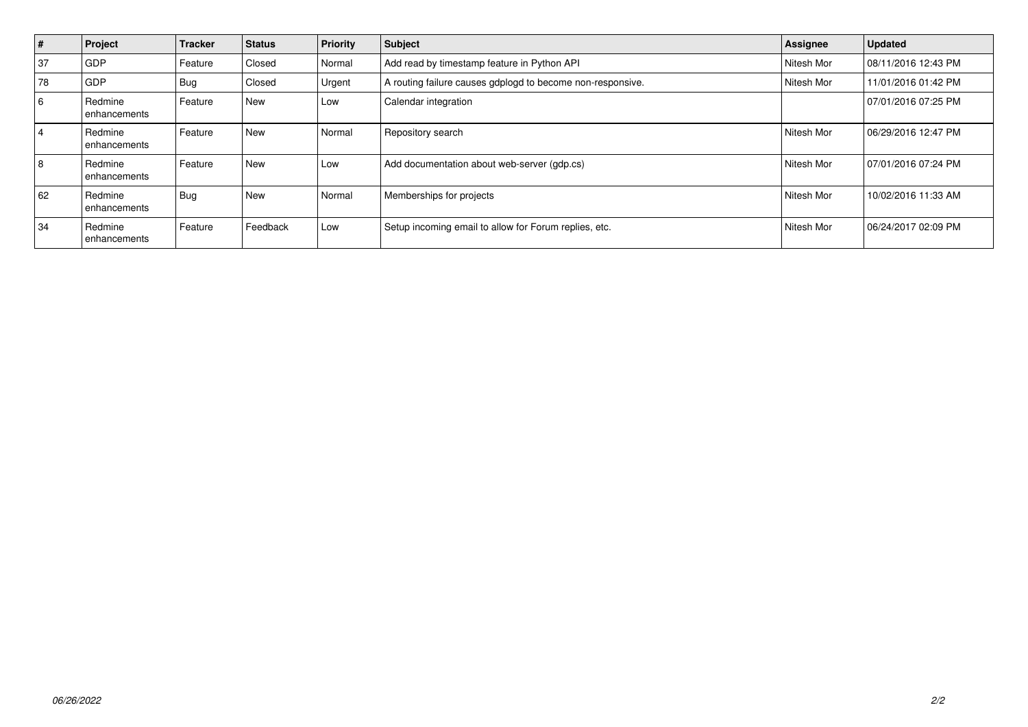| # | Project | Tracker | Status | Priority | Subject | Assignee | Updated |
|---|---|---|---|---|---|---|---|
| 37 | GDP | Feature | Closed | Normal | Add read by timestamp feature in Python API | Nitesh Mor | 08/11/2016 12:43 PM |
| 78 | GDP | Bug | Closed | Urgent | A routing failure causes gdplogd to become non-responsive. | Nitesh Mor | 11/01/2016 01:42 PM |
| 6 | Redmine enhancements | Feature | New | Low | Calendar integration | | 07/01/2016 07:25 PM |
| 4 | Redmine enhancements | Feature | New | Normal | Repository search | Nitesh Mor | 06/29/2016 12:47 PM |
| 8 | Redmine enhancements | Feature | New | Low | Add documentation about web-server (gdp.cs) | Nitesh Mor | 07/01/2016 07:24 PM |
| 62 | Redmine enhancements | Bug | New | Normal | Memberships for projects | Nitesh Mor | 10/02/2016 11:33 AM |
| 34 | Redmine enhancements | Feature | Feedback | Low | Setup incoming email to allow for Forum replies, etc. | Nitesh Mor | 06/24/2017 02:09 PM |